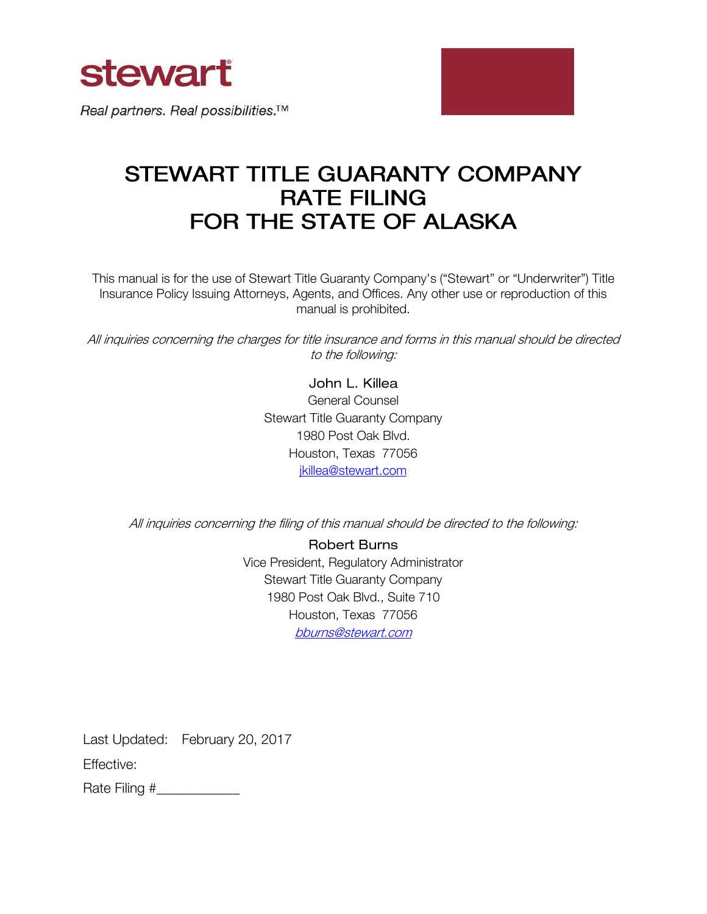stewart®

*Real partners. Real possibilities.*™

# STEWART TITLE GUARANTY COMPANY
# RATE FILING
# FOR THE STATE OF ALASKA

This manual is for the use of Stewart Title Guaranty Company's ("Stewart" or "Underwriter") Title Insurance Policy Issuing Attorneys, Agents, and Offices. Any other use or reproduction of this manual is prohibited.

*All inquiries concerning the charges for title insurance and forms in this manual should be directed to the following:*

John L. Killea
General Counsel
Stewart Title Guaranty Company
1980 Post Oak Blvd.
Houston, Texas 77056
jkillea@stewart.com

*All inquiries concerning the filing of this manual should be directed to the following:*

Robert Burns
Vice President, Regulatory Administrator
Stewart Title Guaranty Company
1980 Post Oak Blvd., Suite 710
Houston, Texas 77056
*bburns@stewart.com*

Last Updated: February 20, 2017

Effective:

Rate Filing #___________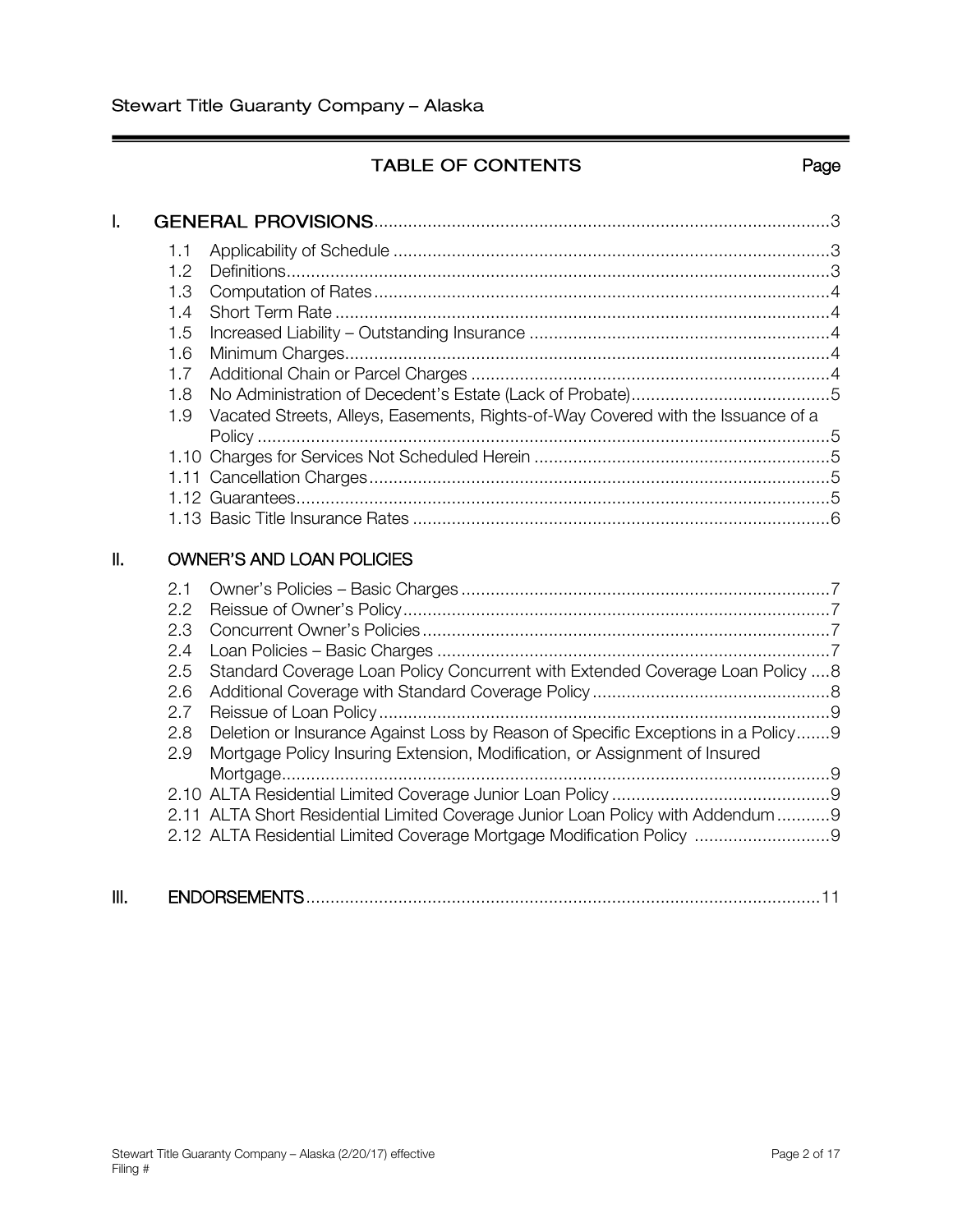# TABLE OF CONTENTS

| | | Page |
|---|---|---|
| **I.** | **GENERAL PROVISIONS** | 3 |
| 1.1 | Applicability of Schedule | 3 |
| 1.2 | Definitions | 3 |
| 1.3 | Computation of Rates | 4 |
| 1.4 | Short Term Rate | 4 |
| 1.5 | Increased Liability – Outstanding Insurance | 4 |
| 1.6 | Minimum Charges | 4 |
| 1.7 | Additional Chain or Parcel Charges | 4 |
| 1.8 | No Administration of Decedent's Estate (Lack of Probate) | 5 |
| 1.9 | Vacated Streets, Alleys, Easements, Rights-of-Way Covered with the Issuance of a Policy | 5 |
| 1.10 | Charges for Services Not Scheduled Herein | 5 |
| 1.11 | Cancellation Charges | 5 |
| 1.12 | Guarantees | 5 |
| 1.13 | Basic Title Insurance Rates | 6 |
| **II.** | **OWNER'S AND LOAN POLICIES** | |
| 2.1 | Owner's Policies – Basic Charges | 7 |
| 2.2 | Reissue of Owner's Policy | 7 |
| 2.3 | Concurrent Owner's Policies | 7 |
| 2.4 | Loan Policies – Basic Charges | 7 |
| 2.5 | Standard Coverage Loan Policy Concurrent with Extended Coverage Loan Policy | 8 |
| 2.6 | Additional Coverage with Standard Coverage Policy | 8 |
| 2.7 | Reissue of Loan Policy | 9 |
| 2.8 | Deletion or Insurance Against Loss by Reason of Specific Exceptions in a Policy | 9 |
| 2.9 | Mortgage Policy Insuring Extension, Modification, or Assignment of Insured Mortgage | 9 |
| 2.10 | ALTA Residential Limited Coverage Junior Loan Policy | 9 |
| 2.11 | ALTA Short Residential Limited Coverage Junior Loan Policy with Addendum | 9 |
| 2.12 | ALTA Residential Limited Coverage Mortgage Modification Policy | 9 |
| **III.** | **ENDORSEMENTS** | 11 |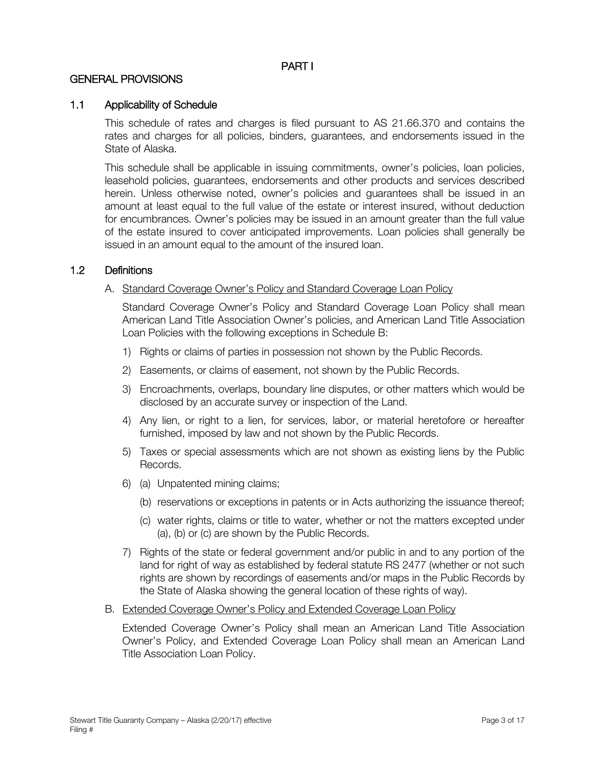# PART I

## GENERAL PROVISIONS

### 1.1 Applicability of Schedule

This schedule of rates and charges is filed pursuant to AS 21.66.370 and contains the rates and charges for all policies, binders, guarantees, and endorsements issued in the State of Alaska.

This schedule shall be applicable in issuing commitments, owner's policies, loan policies, leasehold policies, guarantees, endorsements and other products and services described herein. Unless otherwise noted, owner's policies and guarantees shall be issued in an amount at least equal to the full value of the estate or interest insured, without deduction for encumbrances. Owner's policies may be issued in an amount greater than the full value of the estate insured to cover anticipated improvements. Loan policies shall generally be issued in an amount equal to the amount of the insured loan.

### 1.2 Definitions

A. <u>Standard Coverage Owner's Policy and Standard Coverage Loan Policy</u>

Standard Coverage Owner's Policy and Standard Coverage Loan Policy shall mean American Land Title Association Owner's policies, and American Land Title Association Loan Policies with the following exceptions in Schedule B:

1) Rights or claims of parties in possession not shown by the Public Records.
2) Easements, or claims of easement, not shown by the Public Records.
3) Encroachments, overlaps, boundary line disputes, or other matters which would be disclosed by an accurate survey or inspection of the Land.
4) Any lien, or right to a lien, for services, labor, or material heretofore or hereafter furnished, imposed by law and not shown by the Public Records.
5) Taxes or special assessments which are not shown as existing liens by the Public Records.
6) (a) Unpatented mining claims;

   (b) reservations or exceptions in patents or in Acts authorizing the issuance thereof;

   (c) water rights, claims or title to water, whether or not the matters excepted under (a), (b) or (c) are shown by the Public Records.
7) Rights of the state or federal government and/or public in and to any portion of the land for right of way as established by federal statute RS 2477 (whether or not such rights are shown by recordings of easements and/or maps in the Public Records by the State of Alaska showing the general location of these rights of way).

B. <u>Extended Coverage Owner's Policy and Extended Coverage Loan Policy</u>

Extended Coverage Owner's Policy shall mean an American Land Title Association Owner's Policy, and Extended Coverage Loan Policy shall mean an American Land Title Association Loan Policy.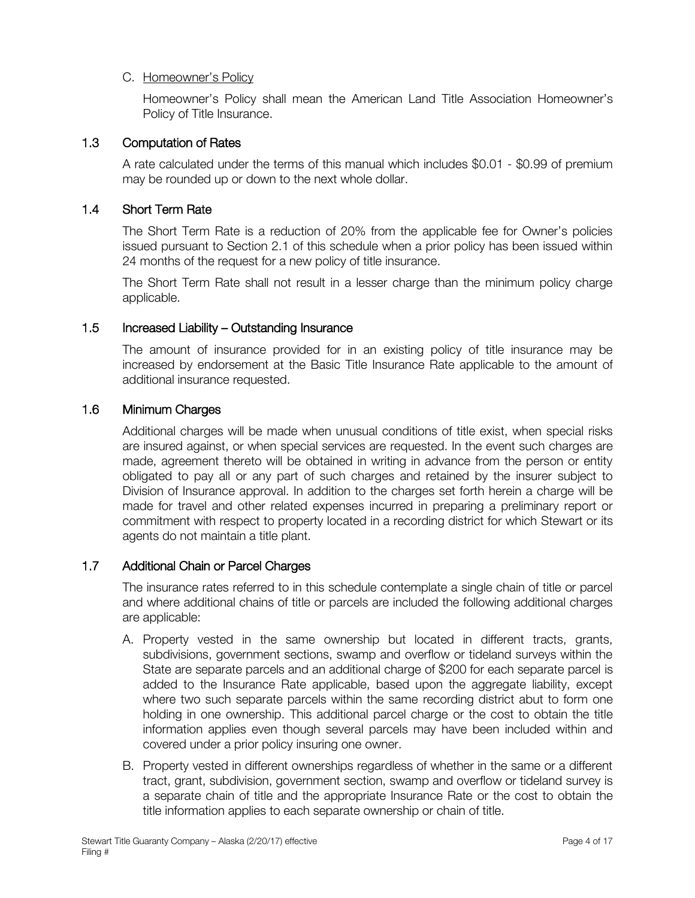C. Homeowner's Policy

Homeowner's Policy shall mean the American Land Title Association Homeowner's Policy of Title Insurance.

## 1.3 Computation of Rates

A rate calculated under the terms of this manual which includes $0.01 - $0.99 of premium may be rounded up or down to the next whole dollar.

## 1.4 Short Term Rate

The Short Term Rate is a reduction of 20% from the applicable fee for Owner's policies issued pursuant to Section 2.1 of this schedule when a prior policy has been issued within 24 months of the request for a new policy of title insurance.

The Short Term Rate shall not result in a lesser charge than the minimum policy charge applicable.

## 1.5 Increased Liability – Outstanding Insurance

The amount of insurance provided for in an existing policy of title insurance may be increased by endorsement at the Basic Title Insurance Rate applicable to the amount of additional insurance requested.

## 1.6 Minimum Charges

Additional charges will be made when unusual conditions of title exist, when special risks are insured against, or when special services are requested. In the event such charges are made, agreement thereto will be obtained in writing in advance from the person or entity obligated to pay all or any part of such charges and retained by the insurer subject to Division of Insurance approval. In addition to the charges set forth herein a charge will be made for travel and other related expenses incurred in preparing a preliminary report or commitment with respect to property located in a recording district for which Stewart or its agents do not maintain a title plant.

## 1.7 Additional Chain or Parcel Charges

The insurance rates referred to in this schedule contemplate a single chain of title or parcel and where additional chains of title or parcels are included the following additional charges are applicable:

A. Property vested in the same ownership but located in different tracts, grants, subdivisions, government sections, swamp and overflow or tideland surveys within the State are separate parcels and an additional charge of $200 for each separate parcel is added to the Insurance Rate applicable, based upon the aggregate liability, except where two such separate parcels within the same recording district abut to form one holding in one ownership. This additional parcel charge or the cost to obtain the title information applies even though several parcels may have been included within and covered under a prior policy insuring one owner.

B. Property vested in different ownerships regardless of whether in the same or a different tract, grant, subdivision, government section, swamp and overflow or tideland survey is a separate chain of title and the appropriate Insurance Rate or the cost to obtain the title information applies to each separate ownership or chain of title.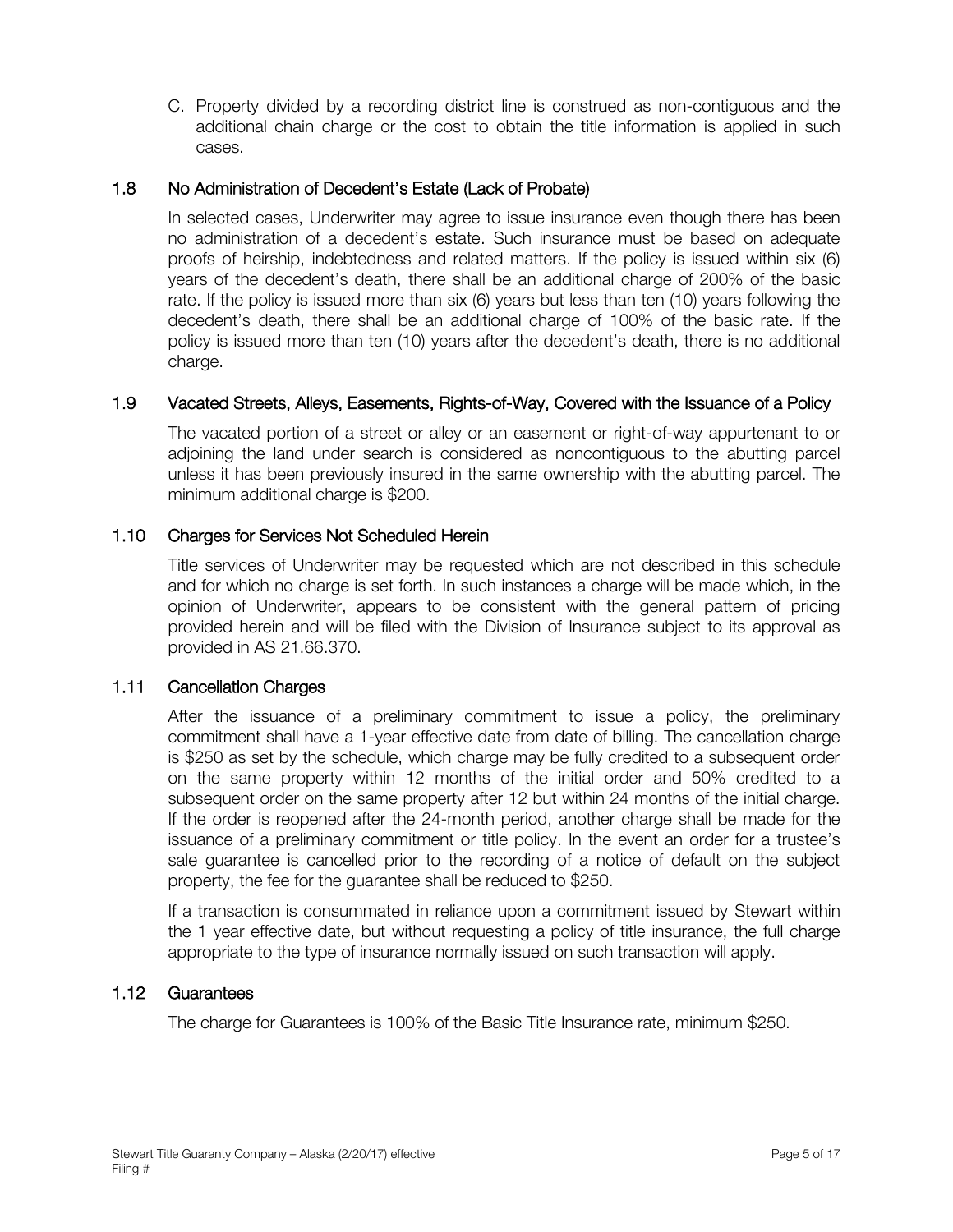C. Property divided by a recording district line is construed as non-contiguous and the additional chain charge or the cost to obtain the title information is applied in such cases.

### 1.8 No Administration of Decedent's Estate (Lack of Probate)

In selected cases, Underwriter may agree to issue insurance even though there has been no administration of a decedent's estate. Such insurance must be based on adequate proofs of heirship, indebtedness and related matters. If the policy is issued within six (6) years of the decedent's death, there shall be an additional charge of 200% of the basic rate. If the policy is issued more than six (6) years but less than ten (10) years following the decedent's death, there shall be an additional charge of 100% of the basic rate. If the policy is issued more than ten (10) years after the decedent's death, there is no additional charge.

### 1.9 Vacated Streets, Alleys, Easements, Rights-of-Way, Covered with the Issuance of a Policy

The vacated portion of a street or alley or an easement or right-of-way appurtenant to or adjoining the land under search is considered as noncontiguous to the abutting parcel unless it has been previously insured in the same ownership with the abutting parcel. The minimum additional charge is $200.

### 1.10 Charges for Services Not Scheduled Herein

Title services of Underwriter may be requested which are not described in this schedule and for which no charge is set forth. In such instances a charge will be made which, in the opinion of Underwriter, appears to be consistent with the general pattern of pricing provided herein and will be filed with the Division of Insurance subject to its approval as provided in AS 21.66.370.

### 1.11 Cancellation Charges

After the issuance of a preliminary commitment to issue a policy, the preliminary commitment shall have a 1-year effective date from date of billing. The cancellation charge is $250 as set by the schedule, which charge may be fully credited to a subsequent order on the same property within 12 months of the initial order and 50% credited to a subsequent order on the same property after 12 but within 24 months of the initial charge. If the order is reopened after the 24-month period, another charge shall be made for the issuance of a preliminary commitment or title policy. In the event an order for a trustee's sale guarantee is cancelled prior to the recording of a notice of default on the subject property, the fee for the guarantee shall be reduced to $250.

If a transaction is consummated in reliance upon a commitment issued by Stewart within the 1 year effective date, but without requesting a policy of title insurance, the full charge appropriate to the type of insurance normally issued on such transaction will apply.

### 1.12 Guarantees

The charge for Guarantees is 100% of the Basic Title Insurance rate, minimum $250.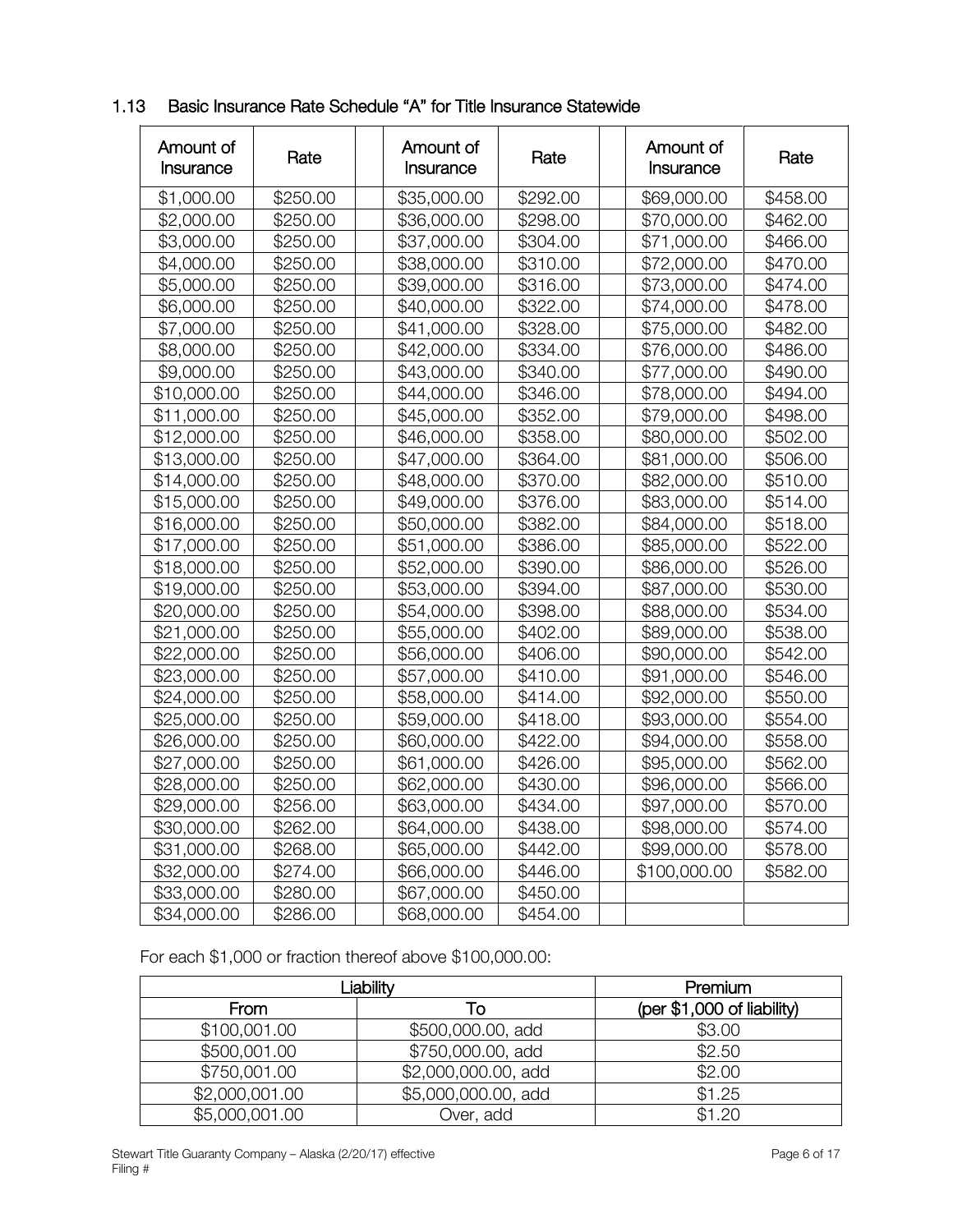## 1.13 Basic Insurance Rate Schedule "A" for Title Insurance Statewide

| Amount of Insurance | Rate | Amount of Insurance | Rate | Amount of Insurance | Rate |
|---|---|---|---|---|---|
| $1,000.00 | $250.00 | $35,000.00 | $292.00 | $69,000.00 | $458.00 |
| $2,000.00 | $250.00 | $36,000.00 | $298.00 | $70,000.00 | $462.00 |
| $3,000.00 | $250.00 | $37,000.00 | $304.00 | $71,000.00 | $466.00 |
| $4,000.00 | $250.00 | $38,000.00 | $310.00 | $72,000.00 | $470.00 |
| $5,000.00 | $250.00 | $39,000.00 | $316.00 | $73,000.00 | $474.00 |
| $6,000.00 | $250.00 | $40,000.00 | $322.00 | $74,000.00 | $478.00 |
| $7,000.00 | $250.00 | $41,000.00 | $328.00 | $75,000.00 | $482.00 |
| $8,000.00 | $250.00 | $42,000.00 | $334.00 | $76,000.00 | $486.00 |
| $9,000.00 | $250.00 | $43,000.00 | $340.00 | $77,000.00 | $490.00 |
| $10,000.00 | $250.00 | $44,000.00 | $346.00 | $78,000.00 | $494.00 |
| $11,000.00 | $250.00 | $45,000.00 | $352.00 | $79,000.00 | $498.00 |
| $12,000.00 | $250.00 | $46,000.00 | $358.00 | $80,000.00 | $502.00 |
| $13,000.00 | $250.00 | $47,000.00 | $364.00 | $81,000.00 | $506.00 |
| $14,000.00 | $250.00 | $48,000.00 | $370.00 | $82,000.00 | $510.00 |
| $15,000.00 | $250.00 | $49,000.00 | $376.00 | $83,000.00 | $514.00 |
| $16,000.00 | $250.00 | $50,000.00 | $382.00 | $84,000.00 | $518.00 |
| $17,000.00 | $250.00 | $51,000.00 | $386.00 | $85,000.00 | $522.00 |
| $18,000.00 | $250.00 | $52,000.00 | $390.00 | $86,000.00 | $526.00 |
| $19,000.00 | $250.00 | $53,000.00 | $394.00 | $87,000.00 | $530.00 |
| $20,000.00 | $250.00 | $54,000.00 | $398.00 | $88,000.00 | $534.00 |
| $21,000.00 | $250.00 | $55,000.00 | $402.00 | $89,000.00 | $538.00 |
| $22,000.00 | $250.00 | $56,000.00 | $406.00 | $90,000.00 | $542.00 |
| $23,000.00 | $250.00 | $57,000.00 | $410.00 | $91,000.00 | $546.00 |
| $24,000.00 | $250.00 | $58,000.00 | $414.00 | $92,000.00 | $550.00 |
| $25,000.00 | $250.00 | $59,000.00 | $418.00 | $93,000.00 | $554.00 |
| $26,000.00 | $250.00 | $60,000.00 | $422.00 | $94,000.00 | $558.00 |
| $27,000.00 | $250.00 | $61,000.00 | $426.00 | $95,000.00 | $562.00 |
| $28,000.00 | $250.00 | $62,000.00 | $430.00 | $96,000.00 | $566.00 |
| $29,000.00 | $256.00 | $63,000.00 | $434.00 | $97,000.00 | $570.00 |
| $30,000.00 | $262.00 | $64,000.00 | $438.00 | $98,000.00 | $574.00 |
| $31,000.00 | $268.00 | $65,000.00 | $442.00 | $99,000.00 | $578.00 |
| $32,000.00 | $274.00 | $66,000.00 | $446.00 | $100,000.00 | $582.00 |
| $33,000.00 | $280.00 | $67,000.00 | $450.00 | | |
| $34,000.00 | $286.00 | $68,000.00 | $454.00 | | |

For each $1,000 or fraction thereof above $100,000.00:

| Liability | | Premium |
|---|---|---|
| From | To | (per $1,000 of liability) |
| $100,001.00 | $500,000.00, add | $3.00 |
| $500,001.00 | $750,000.00, add | $2.50 |
| $750,001.00 | $2,000,000.00, add | $2.00 |
| $2,000,001.00 | $5,000,000.00, add | $1.25 |
| $5,000,001.00 | Over, add | $1.20 |

Stewart Title Guaranty Company – Alaska (2/20/17) effective
Filing #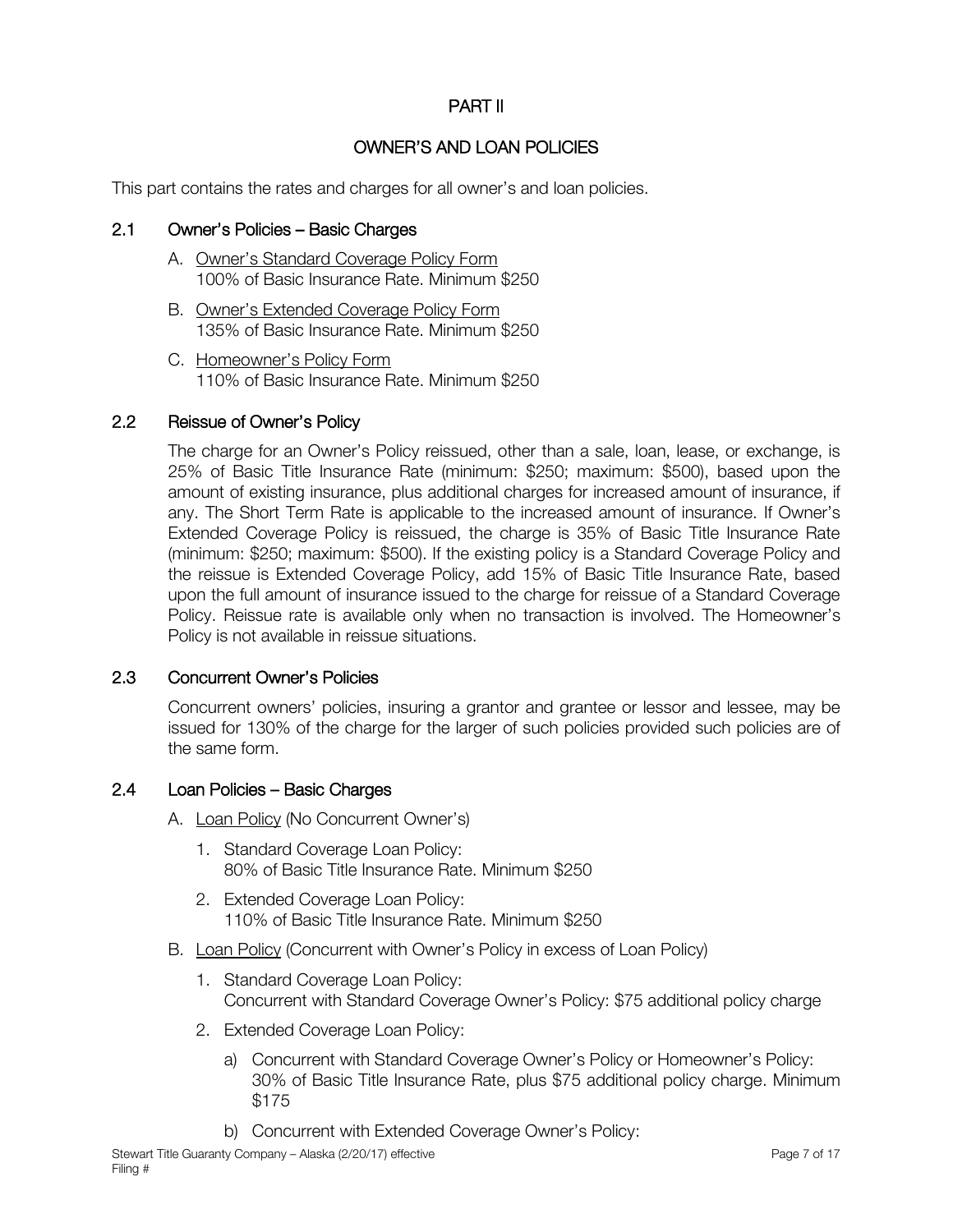# PART II

## OWNER'S AND LOAN POLICIES

This part contains the rates and charges for all owner's and loan policies.

### 2.1 Owner's Policies – Basic Charges

A. Owner's Standard Coverage Policy Form
   100% of Basic Insurance Rate. Minimum $250

B. Owner's Extended Coverage Policy Form
   135% of Basic Insurance Rate. Minimum $250

C. Homeowner's Policy Form
   110% of Basic Insurance Rate. Minimum $250

### 2.2 Reissue of Owner's Policy

The charge for an Owner's Policy reissued, other than a sale, loan, lease, or exchange, is 25% of Basic Title Insurance Rate (minimum: $250; maximum: $500), based upon the amount of existing insurance, plus additional charges for increased amount of insurance, if any. The Short Term Rate is applicable to the increased amount of insurance. If Owner's Extended Coverage Policy is reissued, the charge is 35% of Basic Title Insurance Rate (minimum: $250; maximum: $500). If the existing policy is a Standard Coverage Policy and the reissue is Extended Coverage Policy, add 15% of Basic Title Insurance Rate, based upon the full amount of insurance issued to the charge for reissue of a Standard Coverage Policy. Reissue rate is available only when no transaction is involved. The Homeowner's Policy is not available in reissue situations.

### 2.3 Concurrent Owner's Policies

Concurrent owners' policies, insuring a grantor and grantee or lessor and lessee, may be issued for 130% of the charge for the larger of such policies provided such policies are of the same form.

### 2.4 Loan Policies – Basic Charges

A. Loan Policy (No Concurrent Owner's)

   1. Standard Coverage Loan Policy:
      80% of Basic Title Insurance Rate. Minimum $250

   2. Extended Coverage Loan Policy:
      110% of Basic Title Insurance Rate. Minimum $250

B. Loan Policy (Concurrent with Owner's Policy in excess of Loan Policy)

   1. Standard Coverage Loan Policy:
      Concurrent with Standard Coverage Owner's Policy: $75 additional policy charge

   2. Extended Coverage Loan Policy:

      a) Concurrent with Standard Coverage Owner's Policy or Homeowner's Policy:
         30% of Basic Title Insurance Rate, plus $75 additional policy charge. Minimum $175

      b) Concurrent with Extended Coverage Owner's Policy: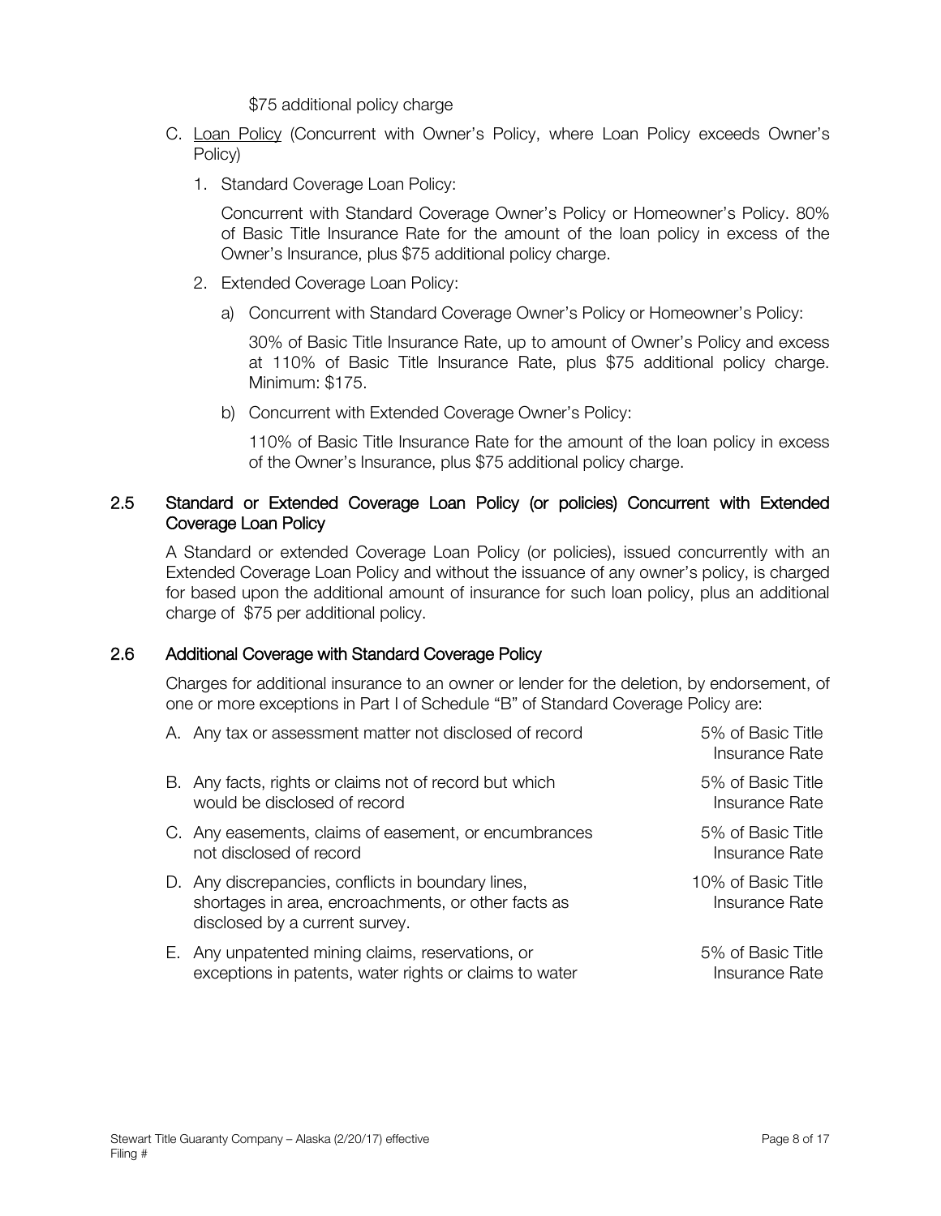$75 additional policy charge

C. Loan Policy (Concurrent with Owner's Policy, where Loan Policy exceeds Owner's Policy)

1. Standard Coverage Loan Policy:

   Concurrent with Standard Coverage Owner's Policy or Homeowner's Policy. 80% of Basic Title Insurance Rate for the amount of the loan policy in excess of the Owner's Insurance, plus $75 additional policy charge.

2. Extended Coverage Loan Policy:

   a) Concurrent with Standard Coverage Owner's Policy or Homeowner's Policy:

      30% of Basic Title Insurance Rate, up to amount of Owner's Policy and excess at 110% of Basic Title Insurance Rate, plus $75 additional policy charge. Minimum: $175.

   b) Concurrent with Extended Coverage Owner's Policy:

      110% of Basic Title Insurance Rate for the amount of the loan policy in excess of the Owner's Insurance, plus $75 additional policy charge.

## 2.5 Standard or Extended Coverage Loan Policy (or policies) Concurrent with Extended Coverage Loan Policy

A Standard or extended Coverage Loan Policy (or policies), issued concurrently with an Extended Coverage Loan Policy and without the issuance of any owner's policy, is charged for based upon the additional amount of insurance for such loan policy, plus an additional charge of $75 per additional policy.

## 2.6 Additional Coverage with Standard Coverage Policy

Charges for additional insurance to an owner or lender for the deletion, by endorsement, of one or more exceptions in Part I of Schedule "B" of Standard Coverage Policy are:

| | |
|---|---|
| A. Any tax or assessment matter not disclosed of record | 5% of Basic Title Insurance Rate |
| B. Any facts, rights or claims not of record but which would be disclosed of record | 5% of Basic Title Insurance Rate |
| C. Any easements, claims of easement, or encumbrances not disclosed of record | 5% of Basic Title Insurance Rate |
| D. Any discrepancies, conflicts in boundary lines, shortages in area, encroachments, or other facts as disclosed by a current survey. | 10% of Basic Title Insurance Rate |
| E. Any unpatented mining claims, reservations, or exceptions in patents, water rights or claims to water | 5% of Basic Title Insurance Rate |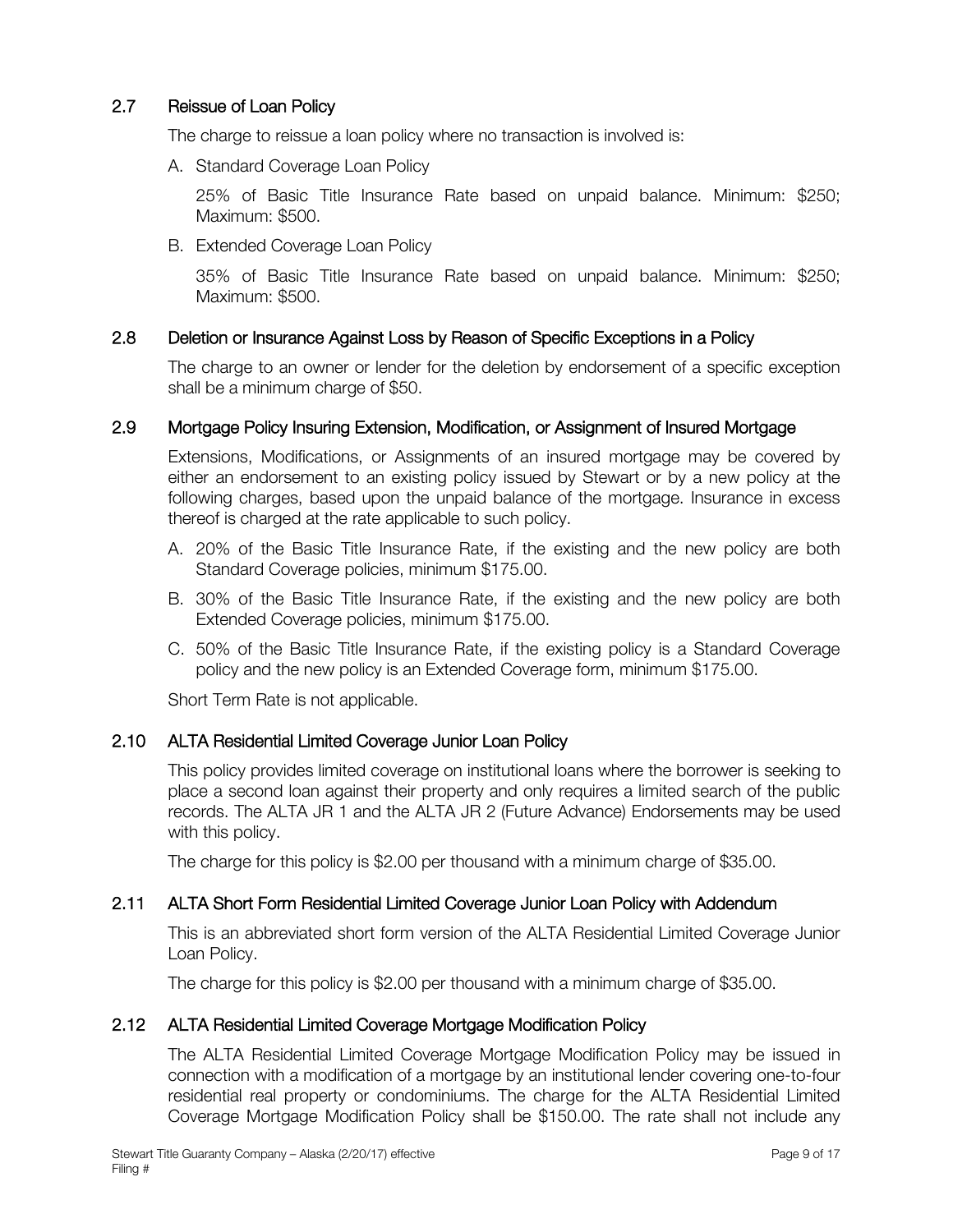## 2.7 Reissue of Loan Policy

The charge to reissue a loan policy where no transaction is involved is:

A. Standard Coverage Loan Policy

   25% of Basic Title Insurance Rate based on unpaid balance. Minimum: $250; Maximum: $500.

B. Extended Coverage Loan Policy

   35% of Basic Title Insurance Rate based on unpaid balance. Minimum: $250; Maximum: $500.

## 2.8 Deletion or Insurance Against Loss by Reason of Specific Exceptions in a Policy

The charge to an owner or lender for the deletion by endorsement of a specific exception shall be a minimum charge of $50.

## 2.9 Mortgage Policy Insuring Extension, Modification, or Assignment of Insured Mortgage

Extensions, Modifications, or Assignments of an insured mortgage may be covered by either an endorsement to an existing policy issued by Stewart or by a new policy at the following charges, based upon the unpaid balance of the mortgage. Insurance in excess thereof is charged at the rate applicable to such policy.

A. 20% of the Basic Title Insurance Rate, if the existing and the new policy are both Standard Coverage policies, minimum $175.00.

B. 30% of the Basic Title Insurance Rate, if the existing and the new policy are both Extended Coverage policies, minimum $175.00.

C. 50% of the Basic Title Insurance Rate, if the existing policy is a Standard Coverage policy and the new policy is an Extended Coverage form, minimum $175.00.

Short Term Rate is not applicable.

## 2.10 ALTA Residential Limited Coverage Junior Loan Policy

This policy provides limited coverage on institutional loans where the borrower is seeking to place a second loan against their property and only requires a limited search of the public records. The ALTA JR 1 and the ALTA JR 2 (Future Advance) Endorsements may be used with this policy.

The charge for this policy is $2.00 per thousand with a minimum charge of $35.00.

## 2.11 ALTA Short Form Residential Limited Coverage Junior Loan Policy with Addendum

This is an abbreviated short form version of the ALTA Residential Limited Coverage Junior Loan Policy.

The charge for this policy is $2.00 per thousand with a minimum charge of $35.00.

## 2.12 ALTA Residential Limited Coverage Mortgage Modification Policy

The ALTA Residential Limited Coverage Mortgage Modification Policy may be issued in connection with a modification of a mortgage by an institutional lender covering one-to-four residential real property or condominiums. The charge for the ALTA Residential Limited Coverage Mortgage Modification Policy shall be $150.00. The rate shall not include any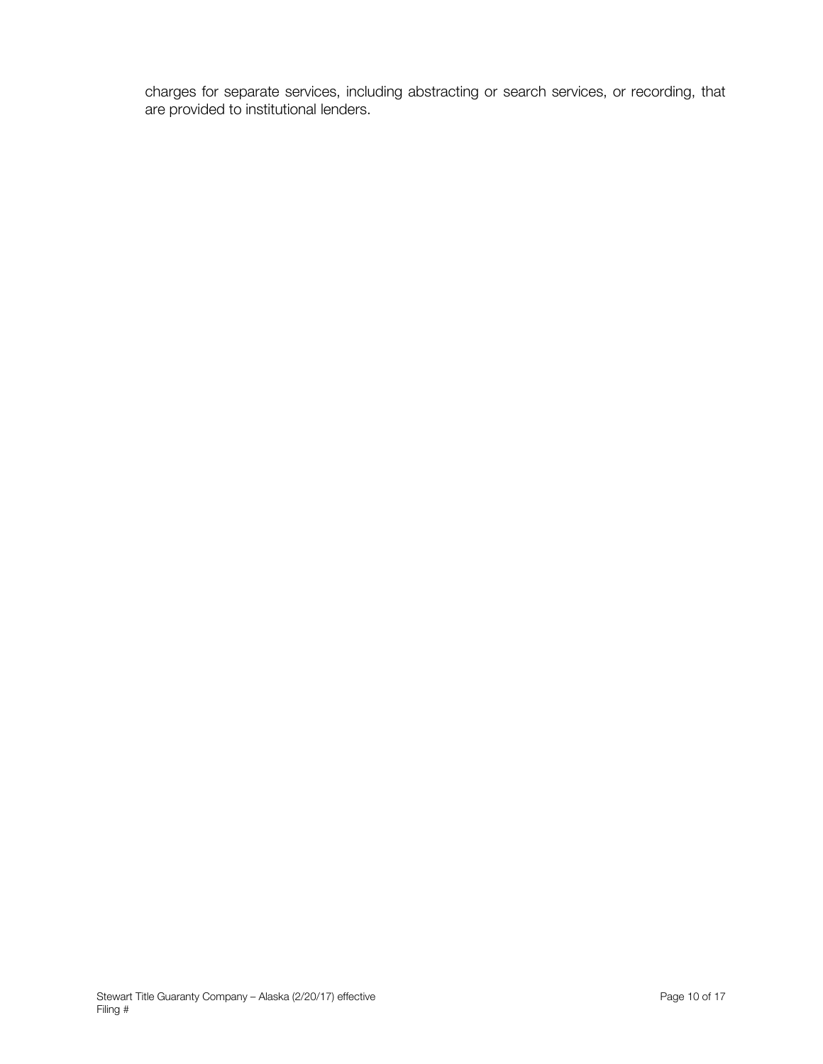charges for separate services, including abstracting or search services, or recording, that are provided to institutional lenders.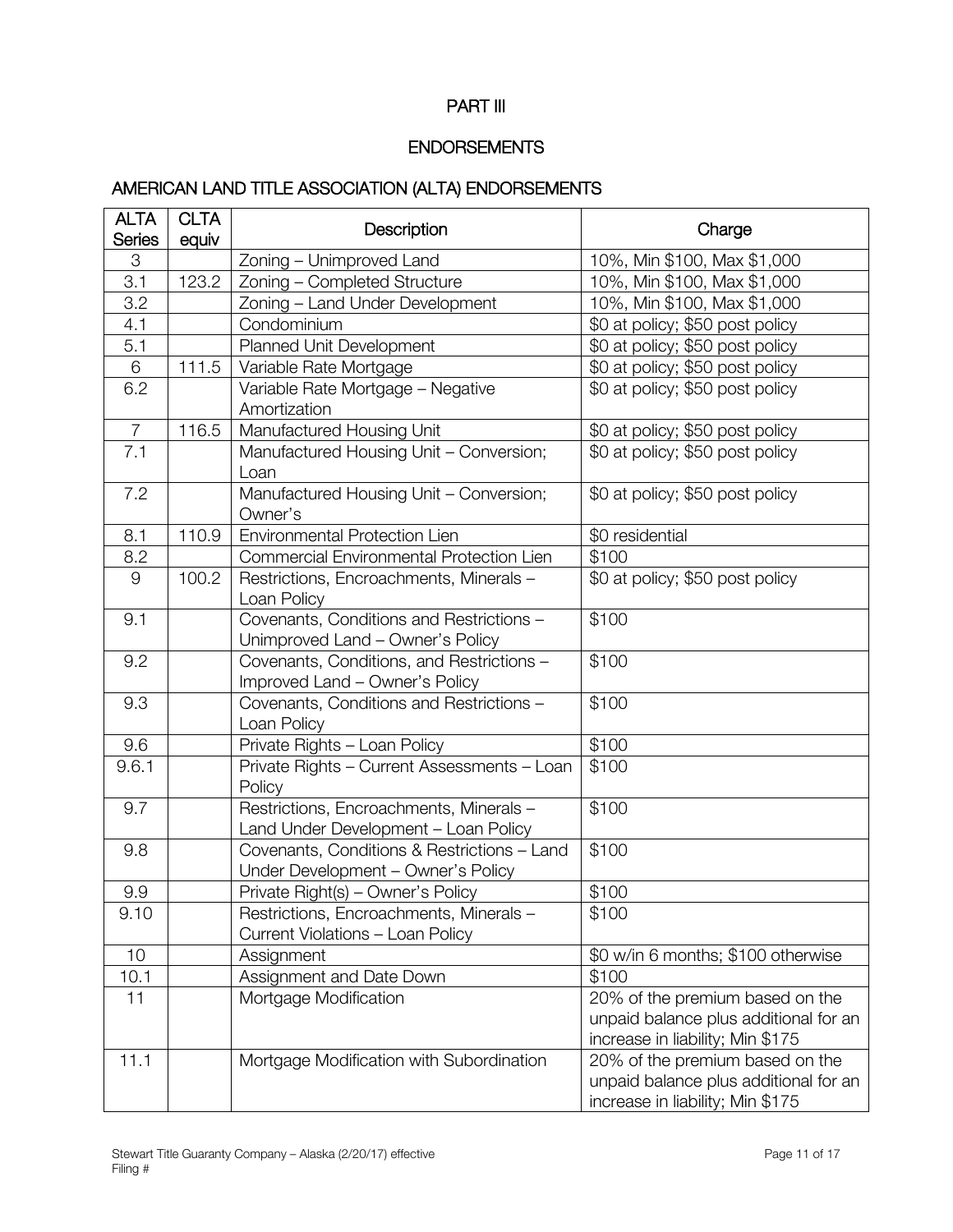# PART III

## ENDORSEMENTS

### AMERICAN LAND TITLE ASSOCIATION (ALTA) ENDORSEMENTS

| ALTA Series | CLTA equiv | Description | Charge |
|---|---|---|---|
| 3 | | Zoning – Unimproved Land | 10%, Min $100, Max $1,000 |
| 3.1 | 123.2 | Zoning – Completed Structure | 10%, Min $100, Max $1,000 |
| 3.2 | | Zoning – Land Under Development | 10%, Min $100, Max $1,000 |
| 4.1 | | Condominium | $0 at policy; $50 post policy |
| 5.1 | | Planned Unit Development | $0 at policy; $50 post policy |
| 6 | 111.5 | Variable Rate Mortgage | $0 at policy; $50 post policy |
| 6.2 | | Variable Rate Mortgage – Negative Amortization | $0 at policy; $50 post policy |
| 7 | 116.5 | Manufactured Housing Unit | $0 at policy; $50 post policy |
| 7.1 | | Manufactured Housing Unit – Conversion; Loan | $0 at policy; $50 post policy |
| 7.2 | | Manufactured Housing Unit – Conversion; Owner's | $0 at policy; $50 post policy |
| 8.1 | 110.9 | Environmental Protection Lien | $0 residential |
| 8.2 | | Commercial Environmental Protection Lien | $100 |
| 9 | 100.2 | Restrictions, Encroachments, Minerals – Loan Policy | $0 at policy; $50 post policy |
| 9.1 | | Covenants, Conditions and Restrictions – Unimproved Land – Owner's Policy | $100 |
| 9.2 | | Covenants, Conditions, and Restrictions – Improved Land – Owner's Policy | $100 |
| 9.3 | | Covenants, Conditions and Restrictions – Loan Policy | $100 |
| 9.6 | | Private Rights – Loan Policy | $100 |
| 9.6.1 | | Private Rights – Current Assessments – Loan Policy | $100 |
| 9.7 | | Restrictions, Encroachments, Minerals – Land Under Development – Loan Policy | $100 |
| 9.8 | | Covenants, Conditions & Restrictions – Land Under Development – Owner's Policy | $100 |
| 9.9 | | Private Right(s) – Owner's Policy | $100 |
| 9.10 | | Restrictions, Encroachments, Minerals – Current Violations – Loan Policy | $100 |
| 10 | | Assignment | $0 w/in 6 months; $100 otherwise |
| 10.1 | | Assignment and Date Down | $100 |
| 11 | | Mortgage Modification | 20% of the premium based on the unpaid balance plus additional for an increase in liability; Min $175 |
| 11.1 | | Mortgage Modification with Subordination | 20% of the premium based on the unpaid balance plus additional for an increase in liability; Min $175 |

Stewart Title Guaranty Company – Alaska (2/20/17) effective
Filing #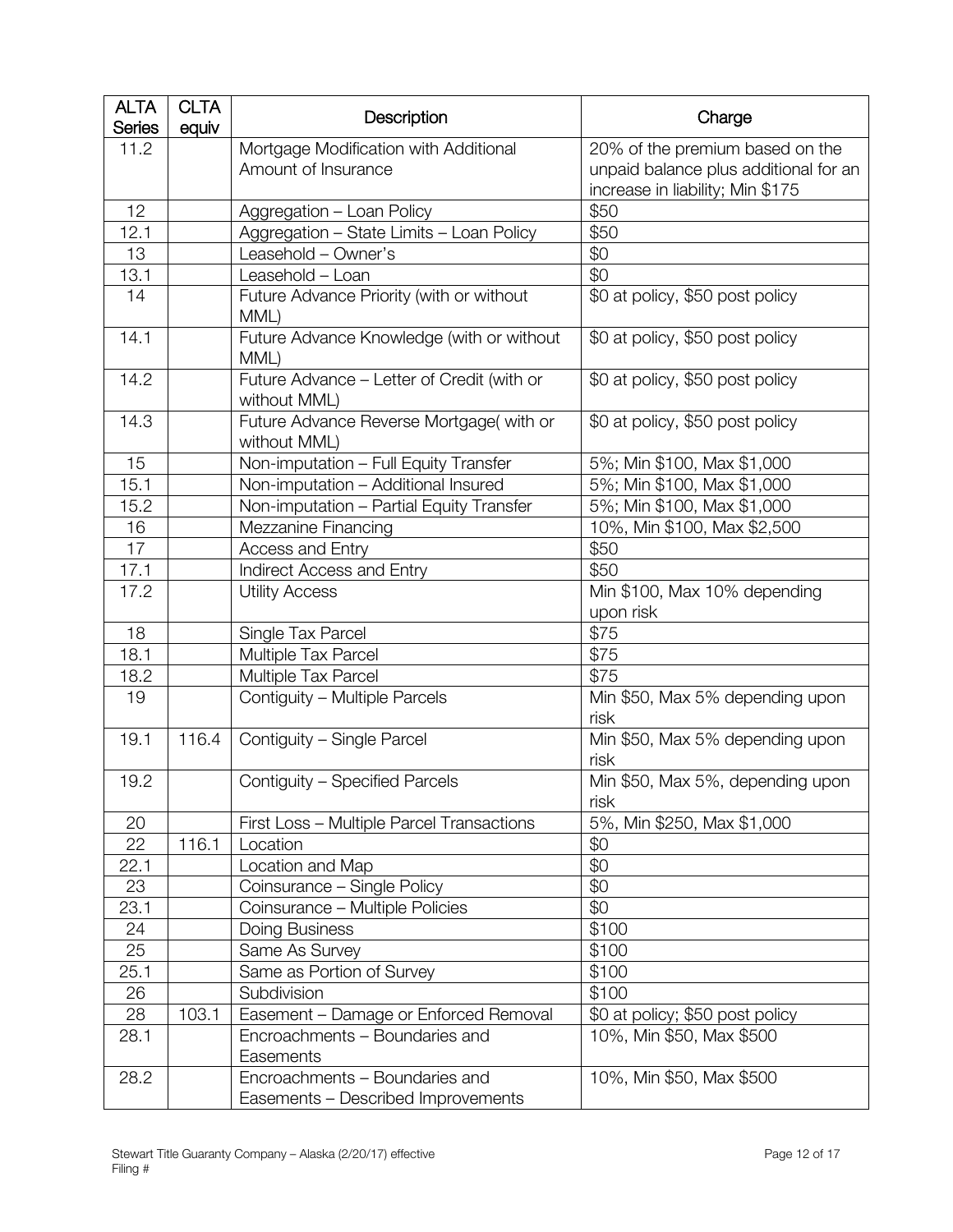| ALTA Series | CLTA equiv | Description | Charge |
|---|---|---|---|
| 11.2 | | Mortgage Modification with Additional Amount of Insurance | 20% of the premium based on the unpaid balance plus additional for an increase in liability; Min $175 |
| 12 | | Aggregation – Loan Policy | $50 |
| 12.1 | | Aggregation – State Limits – Loan Policy | $50 |
| 13 | | Leasehold – Owner's | $0 |
| 13.1 | | Leasehold – Loan | $0 |
| 14 | | Future Advance Priority (with or without MML) | $0 at policy, $50 post policy |
| 14.1 | | Future Advance Knowledge (with or without MML) | $0 at policy, $50 post policy |
| 14.2 | | Future Advance – Letter of Credit (with or without MML) | $0 at policy, $50 post policy |
| 14.3 | | Future Advance Reverse Mortgage( with or without MML) | $0 at policy, $50 post policy |
| 15 | | Non-imputation – Full Equity Transfer | 5%; Min $100, Max $1,000 |
| 15.1 | | Non-imputation – Additional Insured | 5%; Min $100, Max $1,000 |
| 15.2 | | Non-imputation – Partial Equity Transfer | 5%; Min $100, Max $1,000 |
| 16 | | Mezzanine Financing | 10%, Min $100, Max $2,500 |
| 17 | | Access and Entry | $50 |
| 17.1 | | Indirect Access and Entry | $50 |
| 17.2 | | Utility Access | Min $100, Max 10% depending upon risk |
| 18 | | Single Tax Parcel | $75 |
| 18.1 | | Multiple Tax Parcel | $75 |
| 18.2 | | Multiple Tax Parcel | $75 |
| 19 | | Contiguity – Multiple Parcels | Min $50, Max 5% depending upon risk |
| 19.1 | 116.4 | Contiguity – Single Parcel | Min $50, Max 5% depending upon risk |
| 19.2 | | Contiguity – Specified Parcels | Min $50, Max 5%, depending upon risk |
| 20 | | First Loss – Multiple Parcel Transactions | 5%, Min $250, Max $1,000 |
| 22 | 116.1 | Location | $0 |
| 22.1 | | Location and Map | $0 |
| 23 | | Coinsurance – Single Policy | $0 |
| 23.1 | | Coinsurance – Multiple Policies | $0 |
| 24 | | Doing Business | $100 |
| 25 | | Same As Survey | $100 |
| 25.1 | | Same as Portion of Survey | $100 |
| 26 | | Subdivision | $100 |
| 28 | 103.1 | Easement – Damage or Enforced Removal | $0 at policy; $50 post policy |
| 28.1 | | Encroachments – Boundaries and Easements | 10%, Min $50, Max $500 |
| 28.2 | | Encroachments – Boundaries and Easements – Described Improvements | 10%, Min $50, Max $500 |

Stewart Title Guaranty Company – Alaska (2/20/17) effective
Filing #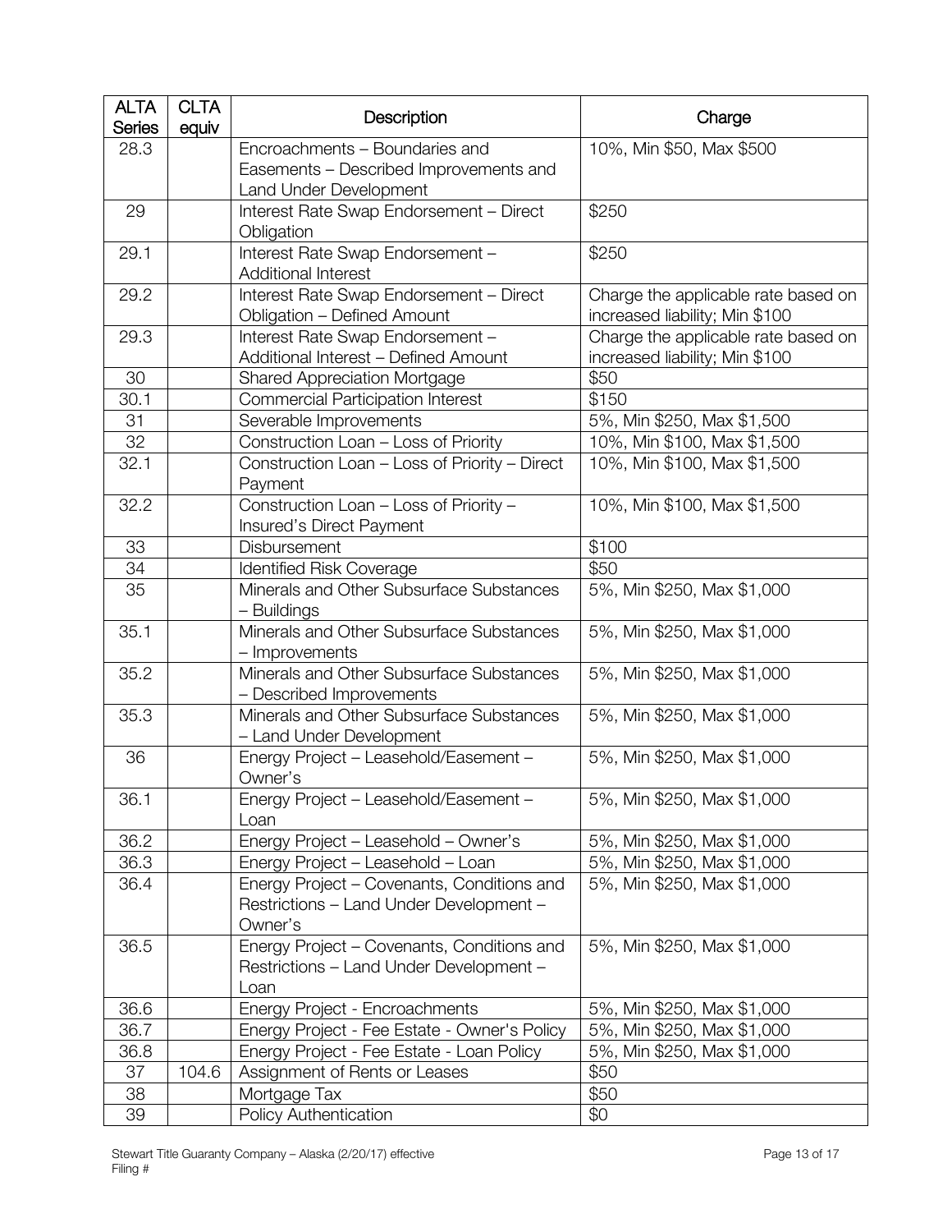| ALTA Series | CLTA equiv | Description | Charge |
|---|---|---|---|
| 28.3 | | Encroachments – Boundaries and Easements – Described Improvements and Land Under Development | 10%, Min $50, Max $500 |
| 29 | | Interest Rate Swap Endorsement – Direct Obligation | $250 |
| 29.1 | | Interest Rate Swap Endorsement – Additional Interest | $250 |
| 29.2 | | Interest Rate Swap Endorsement – Direct Obligation – Defined Amount | Charge the applicable rate based on increased liability; Min $100 |
| 29.3 | | Interest Rate Swap Endorsement – Additional Interest – Defined Amount | Charge the applicable rate based on increased liability; Min $100 |
| 30 | | Shared Appreciation Mortgage | $50 |
| 30.1 | | Commercial Participation Interest | $150 |
| 31 | | Severable Improvements | 5%, Min $250, Max $1,500 |
| 32 | | Construction Loan – Loss of Priority | 10%, Min $100, Max $1,500 |
| 32.1 | | Construction Loan – Loss of Priority – Direct Payment | 10%, Min $100, Max $1,500 |
| 32.2 | | Construction Loan – Loss of Priority – Insured's Direct Payment | 10%, Min $100, Max $1,500 |
| 33 | | Disbursement | $100 |
| 34 | | Identified Risk Coverage | $50 |
| 35 | | Minerals and Other Subsurface Substances – Buildings | 5%, Min $250, Max $1,000 |
| 35.1 | | Minerals and Other Subsurface Substances – Improvements | 5%, Min $250, Max $1,000 |
| 35.2 | | Minerals and Other Subsurface Substances – Described Improvements | 5%, Min $250, Max $1,000 |
| 35.3 | | Minerals and Other Subsurface Substances – Land Under Development | 5%, Min $250, Max $1,000 |
| 36 | | Energy Project – Leasehold/Easement – Owner's | 5%, Min $250, Max $1,000 |
| 36.1 | | Energy Project – Leasehold/Easement – Loan | 5%, Min $250, Max $1,000 |
| 36.2 | | Energy Project – Leasehold – Owner's | 5%, Min $250, Max $1,000 |
| 36.3 | | Energy Project – Leasehold – Loan | 5%, Min $250, Max $1,000 |
| 36.4 | | Energy Project – Covenants, Conditions and Restrictions – Land Under Development – Owner's | 5%, Min $250, Max $1,000 |
| 36.5 | | Energy Project – Covenants, Conditions and Restrictions – Land Under Development – Loan | 5%, Min $250, Max $1,000 |
| 36.6 | | Energy Project - Encroachments | 5%, Min $250, Max $1,000 |
| 36.7 | | Energy Project - Fee Estate - Owner's Policy | 5%, Min $250, Max $1,000 |
| 36.8 | | Energy Project - Fee Estate - Loan Policy | 5%, Min $250, Max $1,000 |
| 37 | 104.6 | Assignment of Rents or Leases | $50 |
| 38 | | Mortgage Tax | $50 |
| 39 | | Policy Authentication | $0 |

Stewart Title Guaranty Company – Alaska (2/20/17) effective
Filing #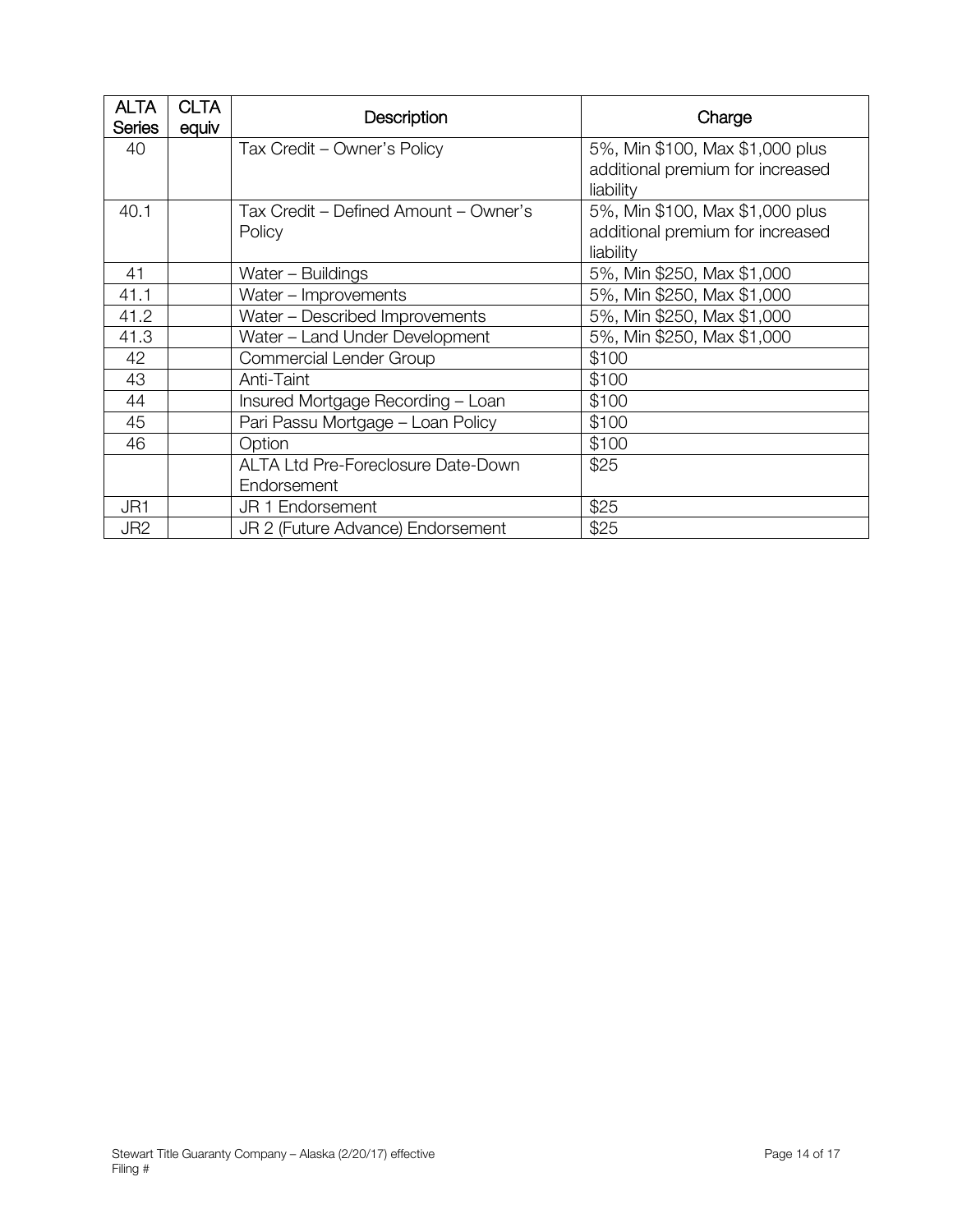| ALTA Series | CLTA equiv | Description | Charge |
|---|---|---|---|
| 40 | | Tax Credit – Owner's Policy | 5%, Min $100, Max $1,000 plus additional premium for increased liability |
| 40.1 | | Tax Credit – Defined Amount – Owner's Policy | 5%, Min $100, Max $1,000 plus additional premium for increased liability |
| 41 | | Water – Buildings | 5%, Min $250, Max $1,000 |
| 41.1 | | Water – Improvements | 5%, Min $250, Max $1,000 |
| 41.2 | | Water – Described Improvements | 5%, Min $250, Max $1,000 |
| 41.3 | | Water – Land Under Development | 5%, Min $250, Max $1,000 |
| 42 | | Commercial Lender Group | $100 |
| 43 | | Anti-Taint | $100 |
| 44 | | Insured Mortgage Recording – Loan | $100 |
| 45 | | Pari Passu Mortgage – Loan Policy | $100 |
| 46 | | Option | $100 |
| | | ALTA Ltd Pre-Foreclosure Date-Down Endorsement | $25 |
| JR1 | | JR 1 Endorsement | $25 |
| JR2 | | JR 2 (Future Advance) Endorsement | $25 |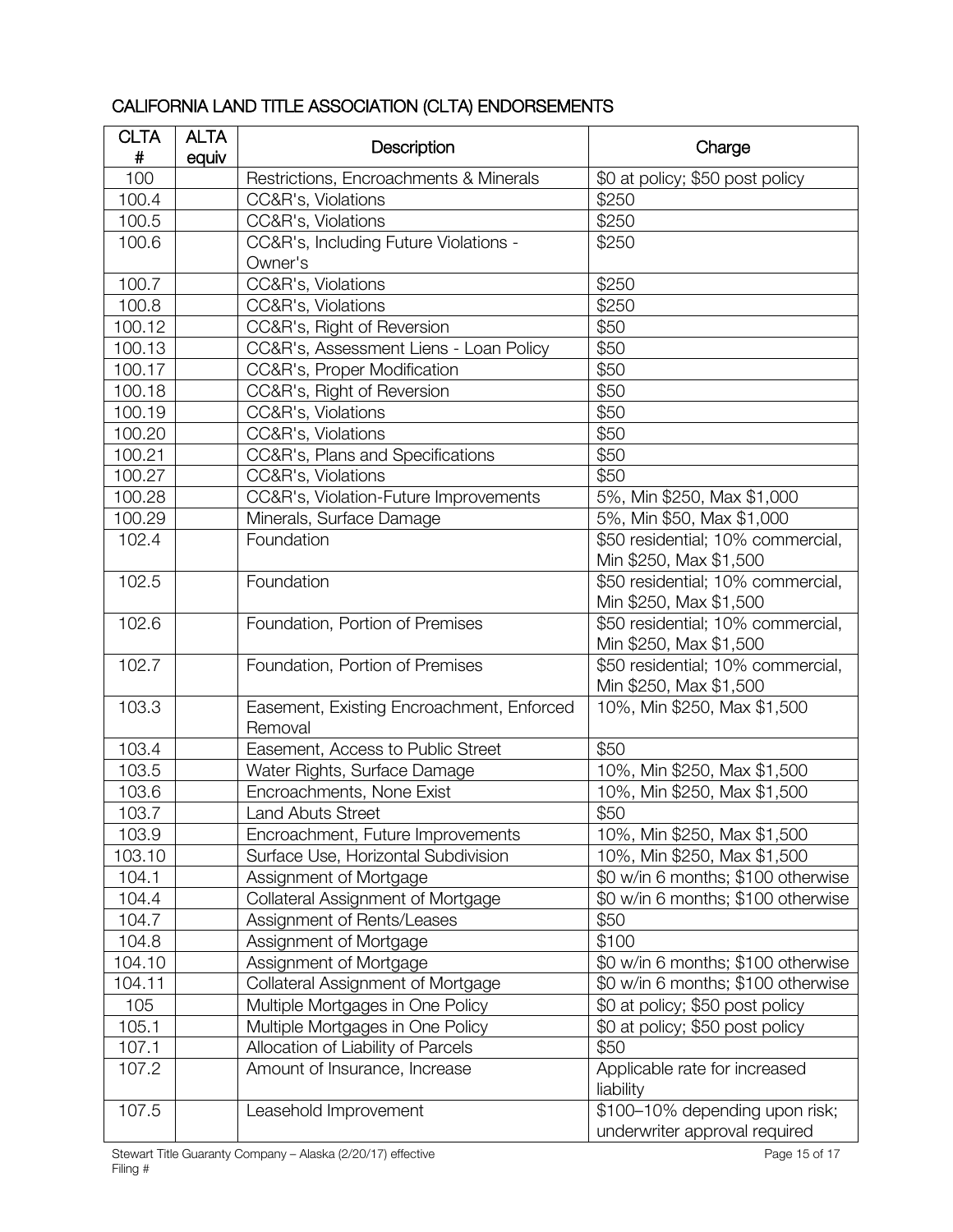## CALIFORNIA LAND TITLE ASSOCIATION (CLTA) ENDORSEMENTS

| CLTA # | ALTA equiv | Description | Charge |
|---|---|---|---|
| 100 | | Restrictions, Encroachments & Minerals | \$0 at policy; \$50 post policy |
| 100.4 | | CC&R's, Violations | \$250 |
| 100.5 | | CC&R's, Violations | \$250 |
| 100.6 | | CC&R's, Including Future Violations - Owner's | \$250 |
| 100.7 | | CC&R's, Violations | \$250 |
| 100.8 | | CC&R's, Violations | \$250 |
| 100.12 | | CC&R's, Right of Reversion | \$50 |
| 100.13 | | CC&R's, Assessment Liens - Loan Policy | \$50 |
| 100.17 | | CC&R's, Proper Modification | \$50 |
| 100.18 | | CC&R's, Right of Reversion | \$50 |
| 100.19 | | CC&R's, Violations | \$50 |
| 100.20 | | CC&R's, Violations | \$50 |
| 100.21 | | CC&R's, Plans and Specifications | \$50 |
| 100.27 | | CC&R's, Violations | \$50 |
| 100.28 | | CC&R's, Violation-Future Improvements | 5%, Min \$250, Max \$1,000 |
| 100.29 | | Minerals, Surface Damage | 5%, Min \$50, Max \$1,000 |
| 102.4 | | Foundation | \$50 residential; 10% commercial, Min \$250, Max \$1,500 |
| 102.5 | | Foundation | \$50 residential; 10% commercial, Min \$250, Max \$1,500 |
| 102.6 | | Foundation, Portion of Premises | \$50 residential; 10% commercial, Min \$250, Max \$1,500 |
| 102.7 | | Foundation, Portion of Premises | \$50 residential; 10% commercial, Min \$250, Max \$1,500 |
| 103.3 | | Easement, Existing Encroachment, Enforced Removal | 10%, Min \$250, Max \$1,500 |
| 103.4 | | Easement, Access to Public Street | \$50 |
| 103.5 | | Water Rights, Surface Damage | 10%, Min \$250, Max \$1,500 |
| 103.6 | | Encroachments, None Exist | 10%, Min \$250, Max \$1,500 |
| 103.7 | | Land Abuts Street | \$50 |
| 103.9 | | Encroachment, Future Improvements | 10%, Min \$250, Max \$1,500 |
| 103.10 | | Surface Use, Horizontal Subdivision | 10%, Min \$250, Max \$1,500 |
| 104.1 | | Assignment of Mortgage | \$0 w/in 6 months; \$100 otherwise |
| 104.4 | | Collateral Assignment of Mortgage | \$0 w/in 6 months; \$100 otherwise |
| 104.7 | | Assignment of Rents/Leases | \$50 |
| 104.8 | | Assignment of Mortgage | \$100 |
| 104.10 | | Assignment of Mortgage | \$0 w/in 6 months; \$100 otherwise |
| 104.11 | | Collateral Assignment of Mortgage | \$0 w/in 6 months; \$100 otherwise |
| 105 | | Multiple Mortgages in One Policy | \$0 at policy; \$50 post policy |
| 105.1 | | Multiple Mortgages in One Policy | \$0 at policy; \$50 post policy |
| 107.1 | | Allocation of Liability of Parcels | \$50 |
| 107.2 | | Amount of Insurance, Increase | Applicable rate for increased liability |
| 107.5 | | Leasehold Improvement | \$100–10% depending upon risk; underwriter approval required |

Stewart Title Guaranty Company – Alaska (2/20/17) effective
Filing #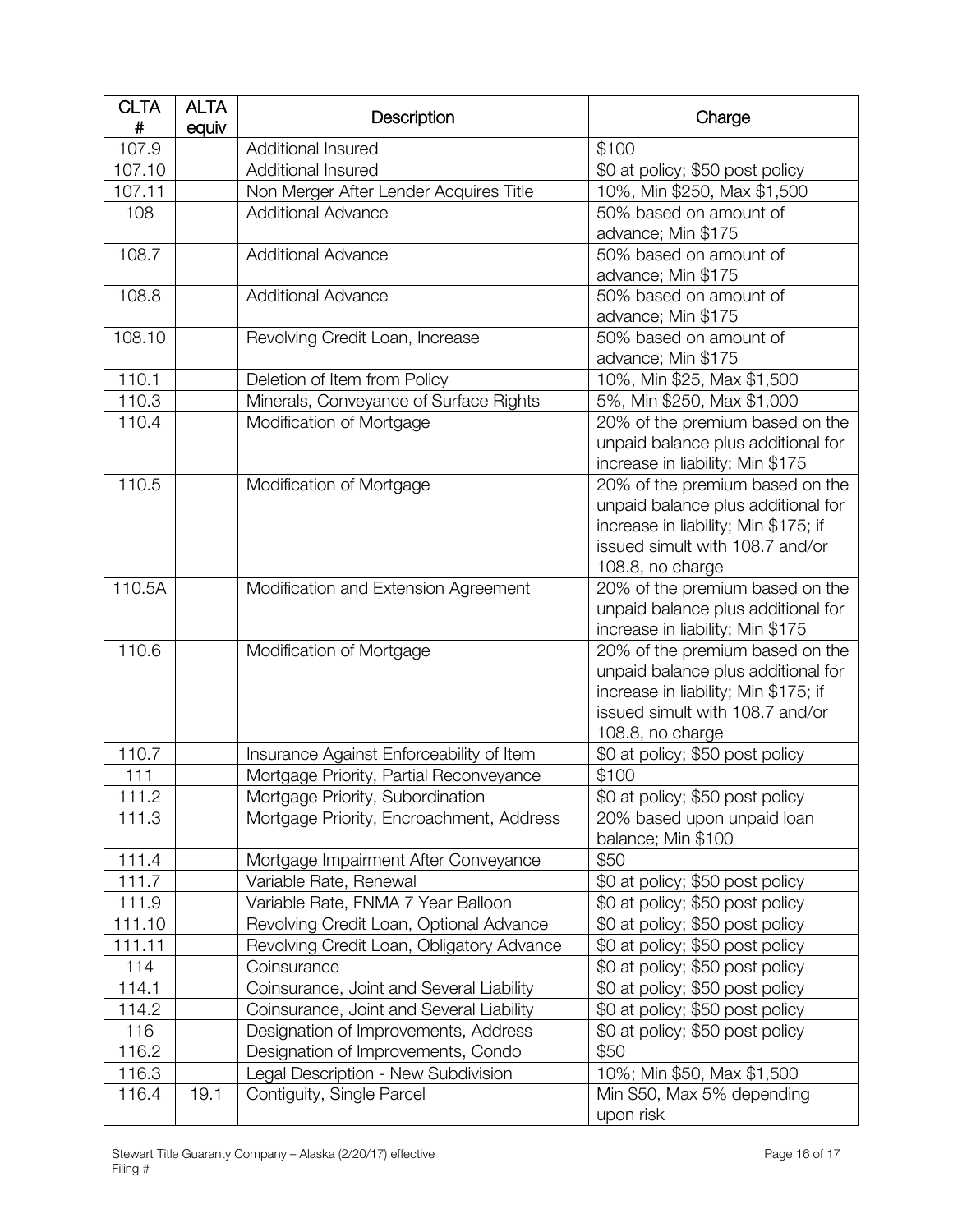| CLTA # | ALTA equiv | Description | Charge |
|---|---|---|---|
| 107.9 | | Additional Insured | $100 |
| 107.10 | | Additional Insured | $0 at policy; $50 post policy |
| 107.11 | | Non Merger After Lender Acquires Title | 10%, Min $250, Max $1,500 |
| 108 | | Additional Advance | 50% based on amount of advance; Min $175 |
| 108.7 | | Additional Advance | 50% based on amount of advance; Min $175 |
| 108.8 | | Additional Advance | 50% based on amount of advance; Min $175 |
| 108.10 | | Revolving Credit Loan, Increase | 50% based on amount of advance; Min $175 |
| 110.1 | | Deletion of Item from Policy | 10%, Min $25, Max $1,500 |
| 110.3 | | Minerals, Conveyance of Surface Rights | 5%, Min $250, Max $1,000 |
| 110.4 | | Modification of Mortgage | 20% of the premium based on the unpaid balance plus additional for increase in liability; Min $175 |
| 110.5 | | Modification of Mortgage | 20% of the premium based on the unpaid balance plus additional for increase in liability; Min $175; if issued simult with 108.7 and/or 108.8, no charge |
| 110.5A | | Modification and Extension Agreement | 20% of the premium based on the unpaid balance plus additional for increase in liability; Min $175 |
| 110.6 | | Modification of Mortgage | 20% of the premium based on the unpaid balance plus additional for increase in liability; Min $175; if issued simult with 108.7 and/or 108.8, no charge |
| 110.7 | | Insurance Against Enforceability of Item | $0 at policy; $50 post policy |
| 111 | | Mortgage Priority, Partial Reconveyance | $100 |
| 111.2 | | Mortgage Priority, Subordination | $0 at policy; $50 post policy |
| 111.3 | | Mortgage Priority, Encroachment, Address | 20% based upon unpaid loan balance; Min $100 |
| 111.4 | | Mortgage Impairment After Conveyance | $50 |
| 111.7 | | Variable Rate, Renewal | $0 at policy; $50 post policy |
| 111.9 | | Variable Rate, FNMA 7 Year Balloon | $0 at policy; $50 post policy |
| 111.10 | | Revolving Credit Loan, Optional Advance | $0 at policy; $50 post policy |
| 111.11 | | Revolving Credit Loan, Obligatory Advance | $0 at policy; $50 post policy |
| 114 | | Coinsurance | $0 at policy; $50 post policy |
| 114.1 | | Coinsurance, Joint and Several Liability | $0 at policy; $50 post policy |
| 114.2 | | Coinsurance, Joint and Several Liability | $0 at policy; $50 post policy |
| 116 | | Designation of Improvements, Address | $0 at policy; $50 post policy |
| 116.2 | | Designation of Improvements, Condo | $50 |
| 116.3 | | Legal Description - New Subdivision | 10%; Min $50, Max $1,500 |
| 116.4 | 19.1 | Contiguity, Single Parcel | Min $50, Max 5% depending upon risk |

Stewart Title Guaranty Company – Alaska (2/20/17) effective
Filing #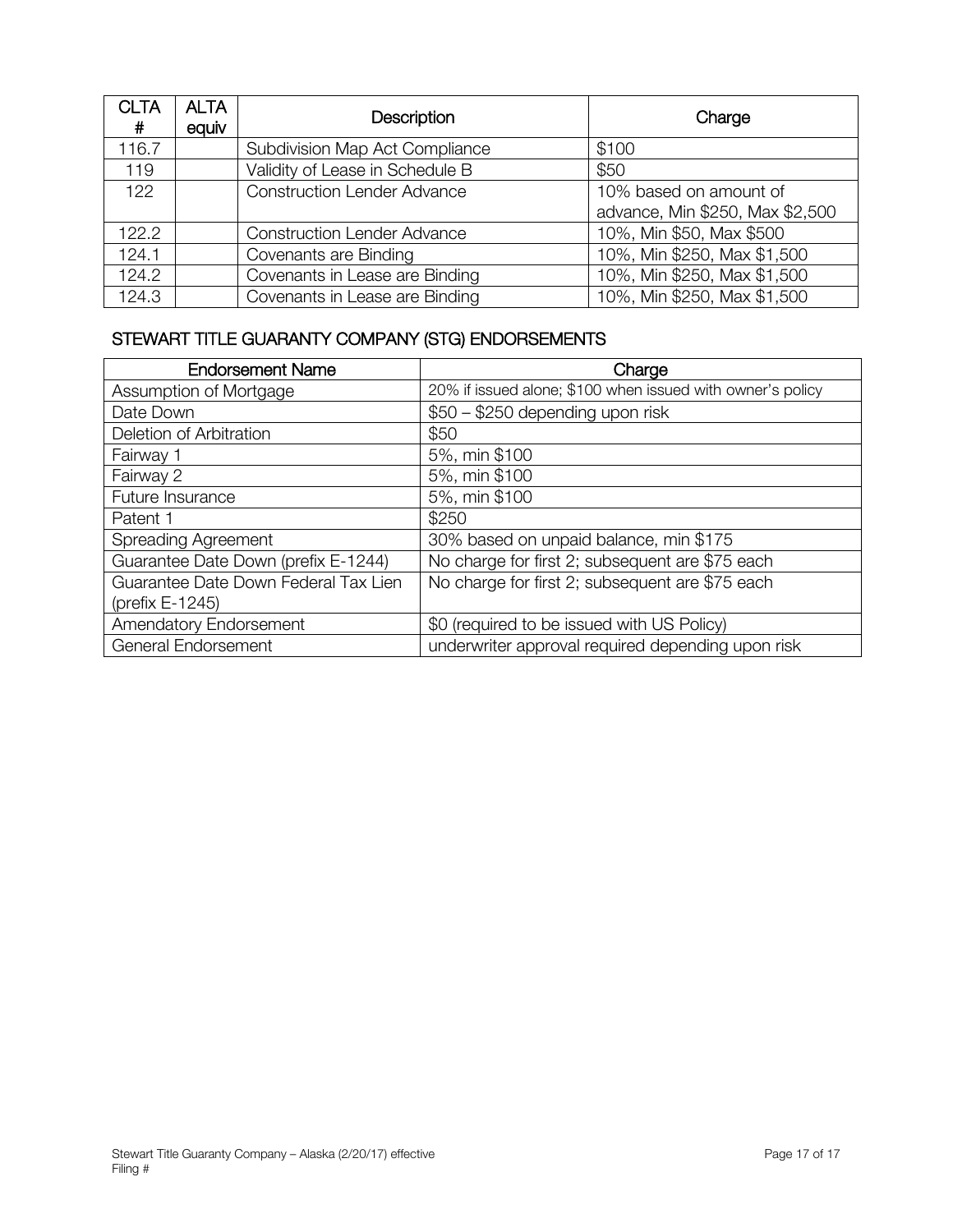| CLTA # | ALTA equiv | Description | Charge |
|---|---|---|---|
| 116.7 | | Subdivision Map Act Compliance | $100 |
| 119 | | Validity of Lease in Schedule B | $50 |
| 122 | | Construction Lender Advance | 10% based on amount of advance, Min $250, Max $2,500 |
| 122.2 | | Construction Lender Advance | 10%, Min $50, Max $500 |
| 124.1 | | Covenants are Binding | 10%, Min $250, Max $1,500 |
| 124.2 | | Covenants in Lease are Binding | 10%, Min $250, Max $1,500 |
| 124.3 | | Covenants in Lease are Binding | 10%, Min $250, Max $1,500 |

## STEWART TITLE GUARANTY COMPANY (STG) ENDORSEMENTS

| Endorsement Name | Charge |
|---|---|
| Assumption of Mortgage | 20% if issued alone; $100 when issued with owner's policy |
| Date Down | $50 – $250 depending upon risk |
| Deletion of Arbitration | $50 |
| Fairway 1 | 5%, min $100 |
| Fairway 2 | 5%, min $100 |
| Future Insurance | 5%, min $100 |
| Patent 1 | $250 |
| Spreading Agreement | 30% based on unpaid balance, min $175 |
| Guarantee Date Down (prefix E-1244) | No charge for first 2; subsequent are $75 each |
| Guarantee Date Down Federal Tax Lien (prefix E-1245) | No charge for first 2; subsequent are $75 each |
| Amendatory Endorsement | $0 (required to be issued with US Policy) |
| General Endorsement | underwriter approval required depending upon risk |

Stewart Title Guaranty Company – Alaska (2/20/17) effective
Filing #